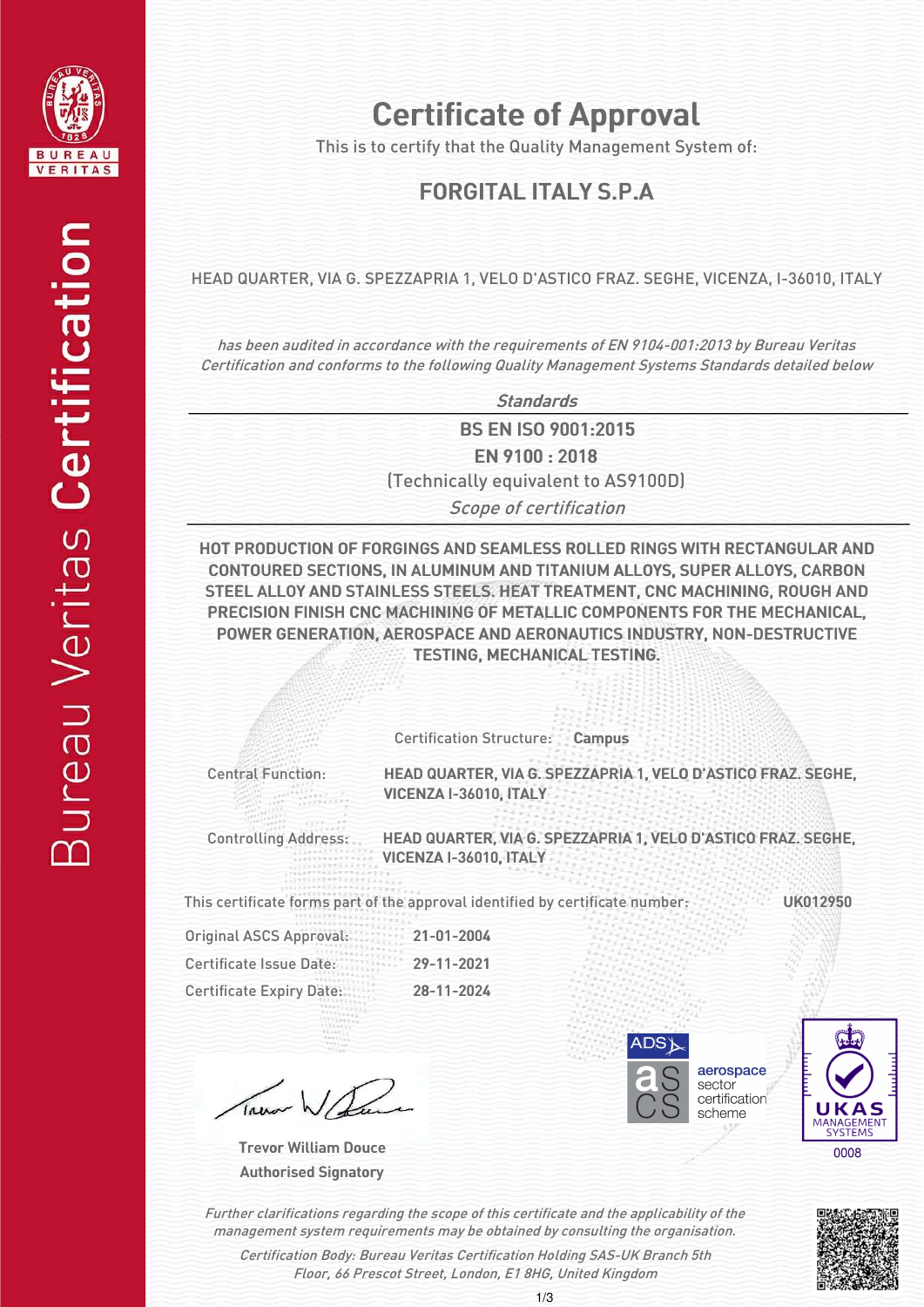# Certificate of Approval

This is to certify that the Quality Management System of:

## FORGITAL ITALY S.P.A

HEAD QUARTER, VIA G. SPEZZAPRIA 1, VELO D'ASTICO FRAZ. SEGHE, VICENZA, I-36010, ITALY

*has been audited in accordance with the requirements of EN 9104-001:2013 by Bureau Veritas Certification and conforms to the following Quality Management Systems Standards detailed below*

*Standards*

**BS EN ISO 9001:2015**

**EN 9100 : 2018**

(Technically equivalent to AS9100D)

*Scope of certification*

**HOT PRODUCTION OF FORGINGS AND SEAMLESS ROLLED RINGS WITH RECTANGULAR AND CONTOURED SECTIONS, IN ALUMINUM AND TITANIUM ALLOYS, SUPER ALLOYS, CARBON STEEL ALLOY AND STAINLESS STEELS. HEAT TREATMENT, CNC MACHINING, ROUGH AND PRECISION FINISH CNC MACHINING OF METALLIC COMPONENTS FOR THE MECHANICAL, POWER GENERATION, AEROSPACE AND AERONAUTICS INDUSTRY, NON-DESTRUCTIVE TESTING, MECHANICAL TESTING.**

Certification Structure: **Campus**

Central Function: **HEAD QUARTER, VIA G. SPEZZAPRIA 1, VELO D'ASTICO FRAZ. SEGHE, VICENZA I-36010, ITALY**

Controlling Address: **HEAD QUARTER, VIA G. SPEZZAPRIA 1, VELO D'ASTICO FRAZ. SEGHE, VICENZA I-36010, ITALY**

This certificate forms part of the approval identified by certificate number: **UK012950**

Original ASCS Approval: **21-01-2004**

Certificate Issue Date: **29-11-2021**

Certificate Expiry Date: **28-11-2024**

**Trevor William Douce**
**Authorised Signatory**

ADS aerospace sector certification scheme

UKAS MANAGEMENT SYSTEMS 0008

*Further clarifications regarding the scope of this certificate and the applicability of the management system requirements may be obtained by consulting the organisation.*

*Certification Body: Bureau Veritas Certification Holding SAS-UK Branch 5th Floor, 66 Prescot Street, London, E1 8HG, United Kingdom*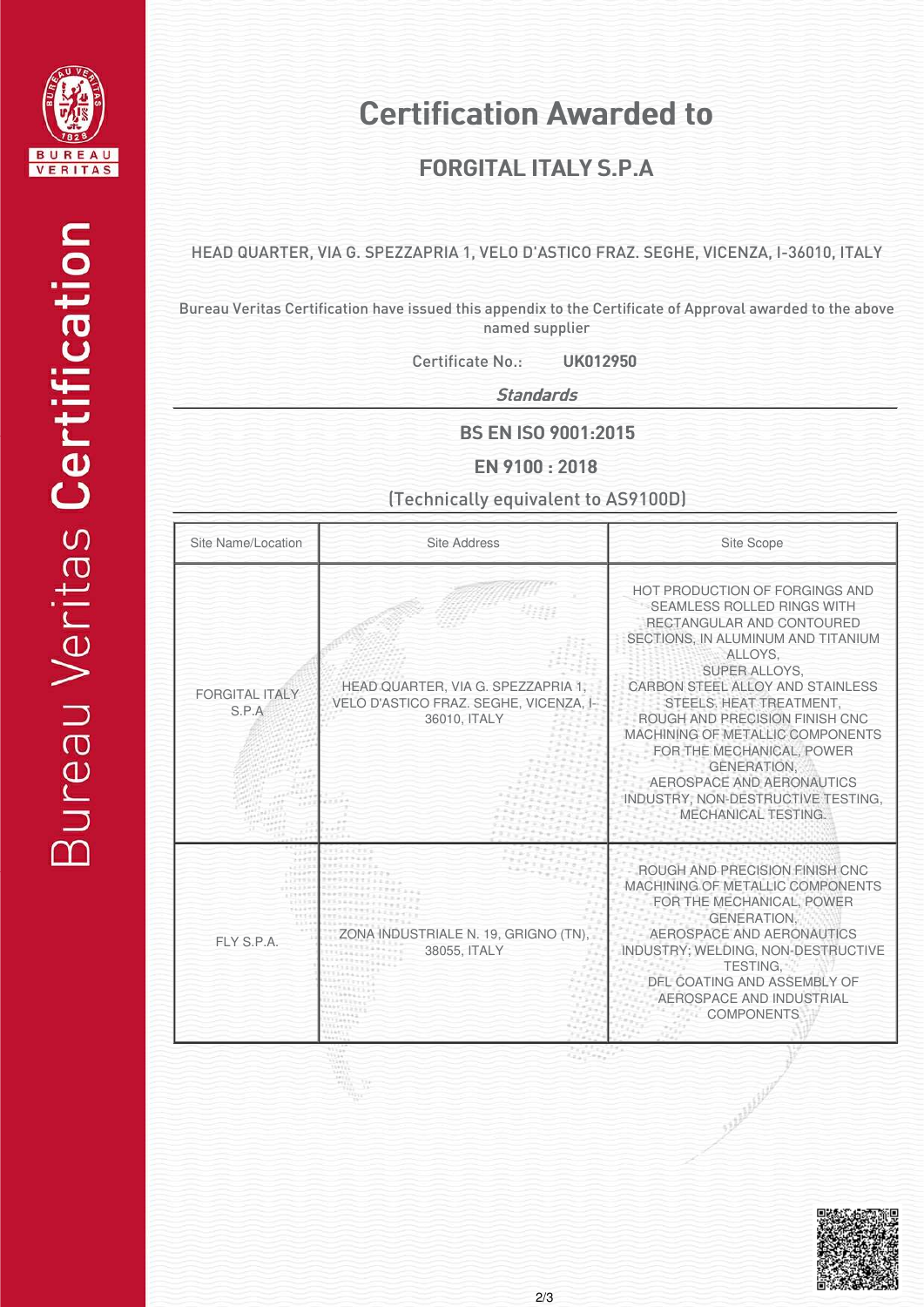# Certification Awarded to

## FORGITAL ITALY S.P.A

HEAD QUARTER, VIA G. SPEZZAPRIA 1, VELO D'ASTICO FRAZ. SEGHE, VICENZA, I-36010, ITALY

Bureau Veritas Certification have issued this appendix to the Certificate of Approval awarded to the above named supplier

Certificate No.: **UK012950**

***Standards***

**BS EN ISO 9001:2015**

**EN 9100 : 2018**

(Technically equivalent to AS9100D)

| Site Name/Location | Site Address | Site Scope |
|---|---|---|
| FORGITAL ITALY S.P.A | HEAD QUARTER, VIA G. SPEZZAPRIA 1, VELO D'ASTICO FRAZ. SEGHE, VICENZA, I-36010, ITALY | HOT PRODUCTION OF FORGINGS AND SEAMLESS ROLLED RINGS WITH RECTANGULAR AND CONTOURED SECTIONS, IN ALUMINUM AND TITANIUM ALLOYS, SUPER ALLOYS, CARBON STEEL ALLOY AND STAINLESS STEELS, HEAT TREATMENT, ROUGH AND PRECISION FINISH CNC MACHINING OF METALLIC COMPONENTS FOR THE MECHANICAL, POWER GENERATION, AEROSPACE AND AERONAUTICS INDUSTRY, NON-DESTRUCTIVE TESTING, MECHANICAL TESTING. |
| FLY S.P.A. | ZONA INDUSTRIALE N. 19, GRIGNO (TN), 38055, ITALY | ROUGH AND PRECISION FINISH CNC MACHINING OF METALLIC COMPONENTS FOR THE MECHANICAL, POWER GENERATION, AEROSPACE AND AERONAUTICS INDUSTRY; WELDING, NON-DESTRUCTIVE TESTING, DFL COATING AND ASSEMBLY OF AEROSPACE AND INDUSTRIAL COMPONENTS |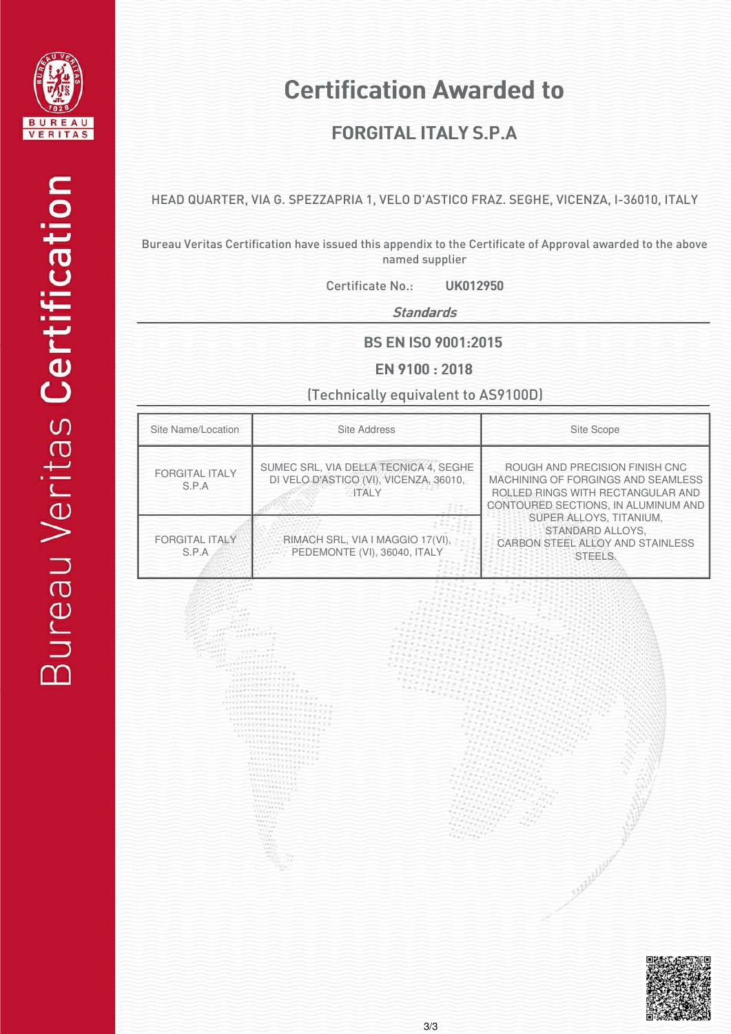# Certification Awarded to

## FORGITAL ITALY S.P.A

HEAD QUARTER, VIA G. SPEZZAPRIA 1, VELO D'ASTICO FRAZ. SEGHE, VICENZA, I-36010, ITALY

Bureau Veritas Certification have issued this appendix to the Certificate of Approval awarded to the above named supplier

Certificate No.: **UK012950**

***Standards***

**BS EN ISO 9001:2015**

**EN 9100 : 2018**

(Technically equivalent to AS9100D)

| Site Name/Location | Site Address | Site Scope |
|---|---|---|
| FORGITAL ITALY S.P.A | SUMEC SRL, VIA DELLA TECNICA 4, SEGHE DI VELO D'ASTICO (VI), VICENZA, 36010, ITALY | ROUGH AND PRECISION FINISH CNC MACHINING OF FORGINGS AND SEAMLESS ROLLED RINGS WITH RECTANGULAR AND CONTOURED SECTIONS, IN ALUMINUM AND SUPER ALLOYS, TITANIUM, STANDARD ALLOYS, CARBON STEEL ALLOY AND STAINLESS STEELS. |
| FORGITAL ITALY S.P.A | RIMACH SRL, VIA I MAGGIO 17(VI), PEDEMONTE (VI), 36040, ITALY | |